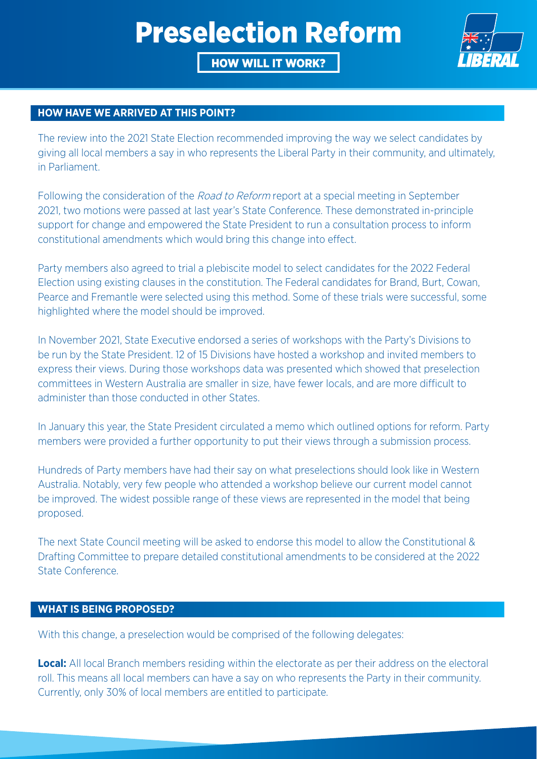# Preselection Reform

**HOW WILL IT WORK?**

## HOW HAVE WE ARRIVED AT THIS POINT?

The review into the 2021 State Election recommended improving the way we select candidates by giving all local members a say in who represents the Liberal Party in their community, and ultimately, in Parliament.

Following the consideration of the *Road to Reform* report at a special meeting in September 2021, two motions were passed at last year's State Conference. These demonstrated in-principle support for change and empowered the State President to run a consultation process to inform constitutional amendments which would bring this change into effect.

Party members also agreed to trial a plebiscite model to select candidates for the 2022 Federal Election using existing clauses in the constitution. The Federal candidates for Brand, Burt, Cowan, Pearce and Fremantle were selected using this method. Some of these trials were successful, some highlighted where the model should be improved.

In November 2021, State Executive endorsed a series of workshops with the Party's Divisions to be run by the State President. 12 of 15 Divisions have hosted a workshop and invited members to express their views. During those workshops data was presented which showed that preselection committees in Western Australia are smaller in size, have fewer locals, and are more difficult to administer than those conducted in other States.

In January this year, the State President circulated a memo which outlined options for reform. Party members were provided a further opportunity to put their views through a submission process.

Hundreds of Party members have had their say on what preselections should look like in Western Australia. Notably, very few people who attended a workshop believe our current model cannot be improved. The widest possible range of these views are represented in the model that being proposed.

The next State Council meeting will be asked to endorse this model to allow the Constitutional & Drafting Committee to prepare detailed constitutional amendments to be considered at the 2022 State Conference.

## WHAT IS BEING PROPOSED?

With this change, a preselection would be comprised of the following delegates:

**Local:** All local Branch members residing within the electorate as per their address on the electoral roll. This means all local members can have a say on who represents the Party in their community. Currently, only 30% of local members are entitled to participate.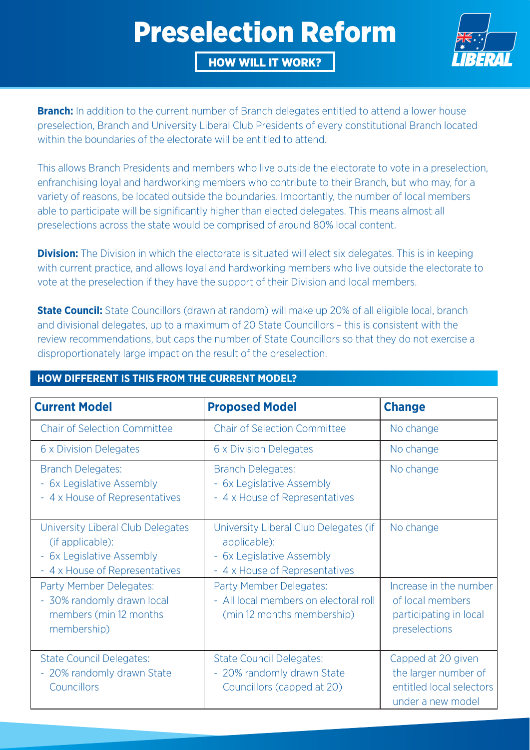# Preselection Reform

**HOW WILL IT WORK?**

**Branch:** In addition to the current number of Branch delegates entitled to attend a lower house preselection, Branch and University Liberal Club Presidents of every constitutional Branch located within the boundaries of the electorate will be entitled to attend.

This allows Branch Presidents and members who live outside the electorate to vote in a preselection, enfranchising loyal and hardworking members who contribute to their Branch, but who may, for a variety of reasons, be located outside the boundaries. Importantly, the number of local members able to participate will be significantly higher than elected delegates. This means almost all preselections across the state would be comprised of around 80% local content.

**Division:** The Division in which the electorate is situated will elect six delegates. This is in keeping with current practice, and allows loyal and hardworking members who live outside the electorate to vote at the preselection if they have the support of their Division and local members.

**State Council:** State Councillors (drawn at random) will make up 20% of all eligible local, branch and divisional delegates, up to a maximum of 20 State Councillors – this is consistent with the review recommendations, but caps the number of State Councillors so that they do not exercise a disproportionately large impact on the result of the preselection.

## HOW DIFFERENT IS THIS FROM THE CURRENT MODEL?

| Current Model | Proposed Model | Change |
| --- | --- | --- |
| Chair of Selection Committee | Chair of Selection Committee | No change |
| 6 x Division Delegates | 6 x Division Delegates | No change |
| Branch Delegates:<br>- 6x Legislative Assembly<br>- 4 x House of Representatives | Branch Delegates:<br>- 6x Legislative Assembly<br>- 4 x House of Representatives | No change |
| University Liberal Club Delegates (if applicable):<br>- 6x Legislative Assembly<br>- 4 x House of Representatives | University Liberal Club Delegates (if applicable):<br>- 6x Legislative Assembly<br>- 4 x House of Representatives | No change |
| Party Member Delegates:<br>- 30% randomly drawn local members (min 12 months membership) | Party Member Delegates:<br>- All local members on electoral roll (min 12 months membership) | Increase in the number of local members participating in local preselections |
| State Council Delegates:<br>- 20% randomly drawn State Councillors | State Council Delegates:<br>- 20% randomly drawn State Councillors (capped at 20) | Capped at 20 given the larger number of entitled local selectors under a new model |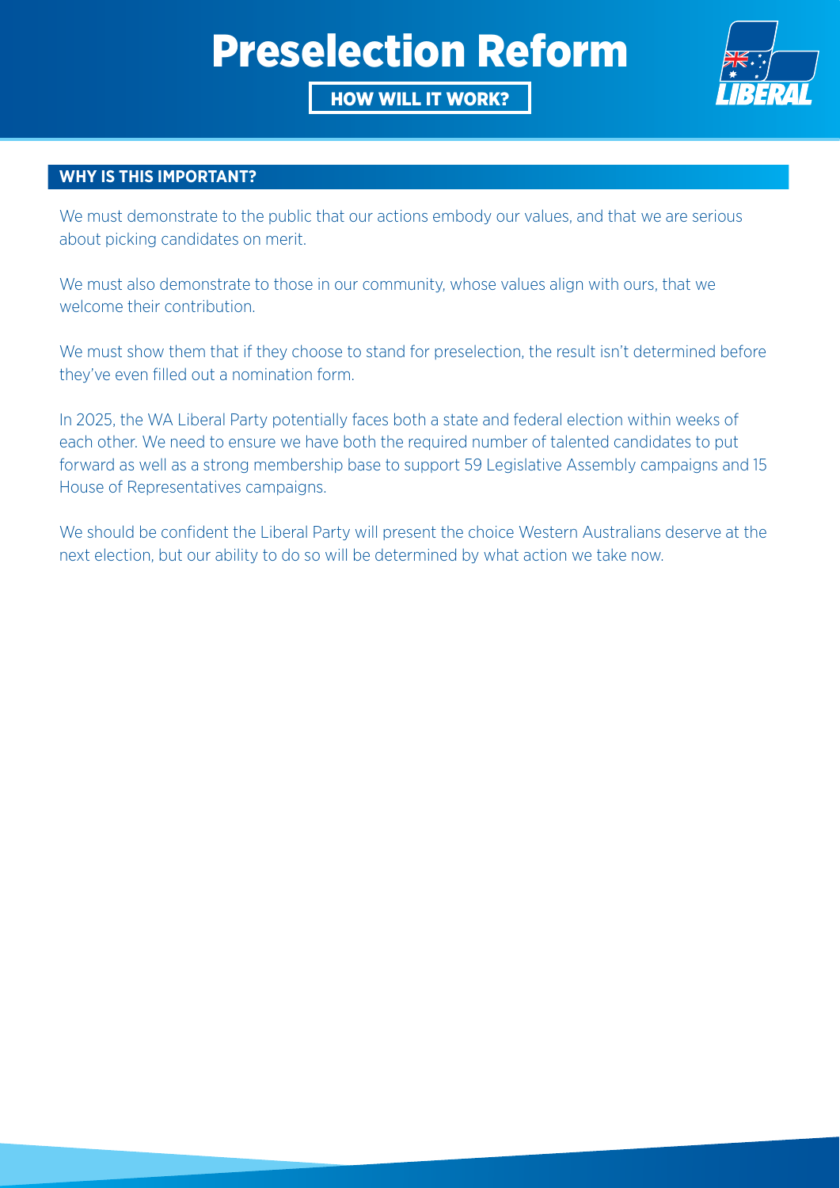# Preselection Reform

**HOW WILL IT WORK?**

## WHY IS THIS IMPORTANT?

We must demonstrate to the public that our actions embody our values, and that we are serious about picking candidates on merit.

We must also demonstrate to those in our community, whose values align with ours, that we welcome their contribution.

We must show them that if they choose to stand for preselection, the result isn't determined before they've even filled out a nomination form.

In 2025, the WA Liberal Party potentially faces both a state and federal election within weeks of each other. We need to ensure we have both the required number of talented candidates to put forward as well as a strong membership base to support 59 Legislative Assembly campaigns and 15 House of Representatives campaigns.

We should be confident the Liberal Party will present the choice Western Australians deserve at the next election, but our ability to do so will be determined by what action we take now.